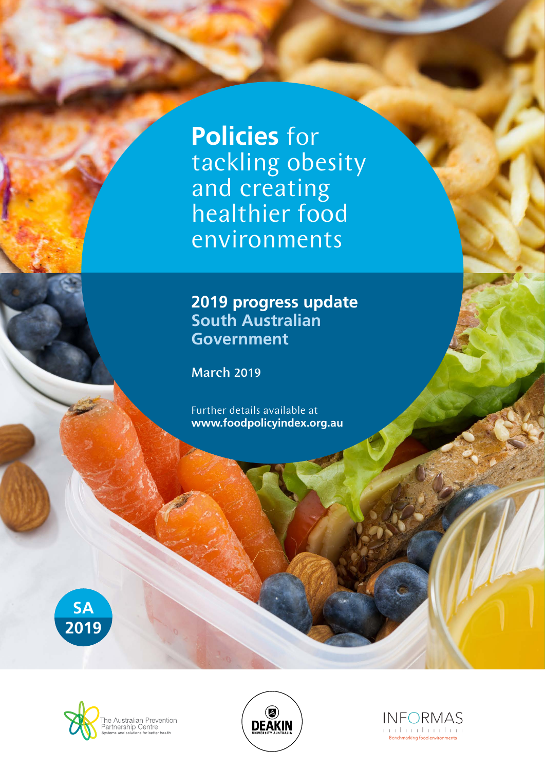# **Policies** for tackling obesity and creating healthier food environments

## 2019 progress update
## South Australian Government

**March 2019**

Further details available at
**www.foodpolicyindex.org.au**

**SA 2019**

The Australian Prevention Partnership Centre
Systems and solutions for better health

DEAKIN UNIVERSITY AUSTRALIA

INFORMAS
Benchmarking food environments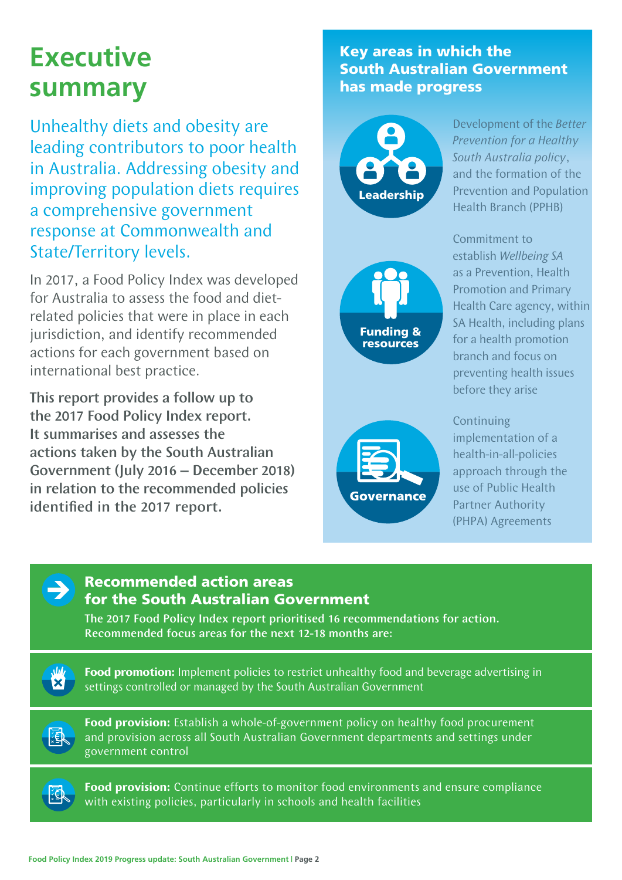# Executive summary

Unhealthy diets and obesity are leading contributors to poor health in Australia. Addressing obesity and improving population diets requires a comprehensive government response at Commonwealth and State/Territory levels.

In 2017, a Food Policy Index was developed for Australia to assess the food and diet-related policies that were in place in each jurisdiction, and identify recommended actions for each government based on international best practice.

**This report provides a follow up to the 2017 Food Policy Index report. It summarises and assesses the actions taken by the South Australian Government (July 2016 – December 2018) in relation to the recommended policies identified in the 2017 report.**

## Key areas in which the South Australian Government has made progress

**Leadership**

Development of the *Better Prevention for a Healthy South Australia policy*, and the formation of the Prevention and Population Health Branch (PPHB)

**Funding & resources**

Commitment to establish *Wellbeing SA* as a Prevention, Health Promotion and Primary Health Care agency, within SA Health, including plans for a health promotion branch and focus on preventing health issues before they arise

**Governance**

Continuing implementation of a health-in-all-policies approach through the use of Public Health Partner Authority (PHPA) Agreements

## Recommended action areas for the South Australian Government

**The 2017 Food Policy Index report prioritised 16 recommendations for action. Recommended focus areas for the next 12-18 months are:**

- **Food promotion:** Implement policies to restrict unhealthy food and beverage advertising in settings controlled or managed by the South Australian Government
- **Food provision:** Establish a whole-of-government policy on healthy food procurement and provision across all South Australian Government departments and settings under government control
- **Food provision:** Continue efforts to monitor food environments and ensure compliance with existing policies, particularly in schools and health facilities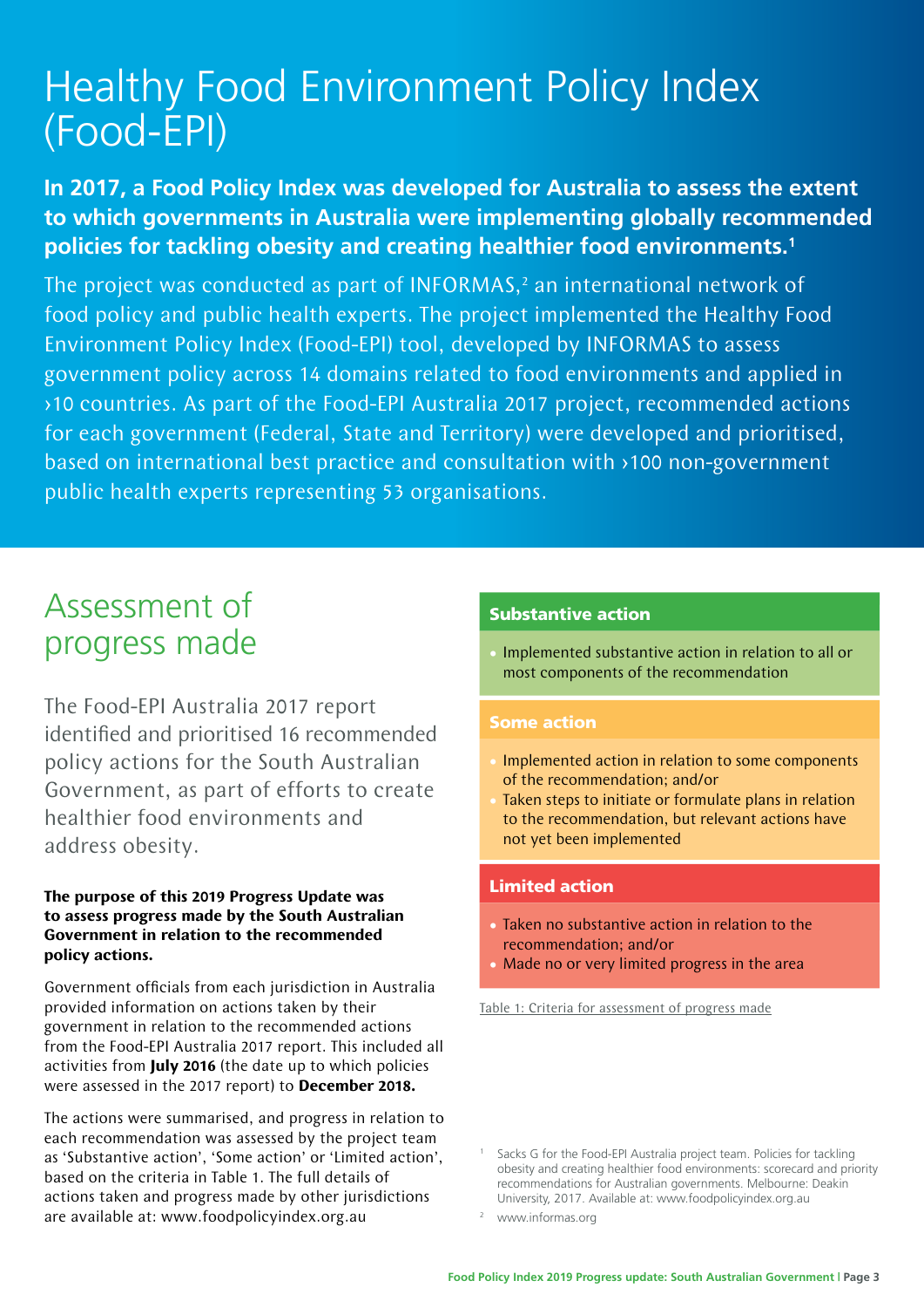# Healthy Food Environment Policy Index (Food-EPI)

**In 2017, a Food Policy Index was developed for Australia to assess the extent to which governments in Australia were implementing globally recommended policies for tackling obesity and creating healthier food environments.[1]**

The project was conducted as part of INFORMAS,[2] an international network of food policy and public health experts. The project implemented the Healthy Food Environment Policy Index (Food-EPI) tool, developed by INFORMAS to assess government policy across 14 domains related to food environments and applied in ›10 countries. As part of the Food-EPI Australia 2017 project, recommended actions for each government (Federal, State and Territory) were developed and prioritised, based on international best practice and consultation with ›100 non-government public health experts representing 53 organisations.

## Assessment of progress made

The Food-EPI Australia 2017 report identified and prioritised 16 recommended policy actions for the South Australian Government, as part of efforts to create healthier food environments and address obesity.

**The purpose of this 2019 Progress Update was to assess progress made by the South Australian Government in relation to the recommended policy actions.**

Government officials from each jurisdiction in Australia provided information on actions taken by their government in relation to the recommended actions from the Food-EPI Australia 2017 report. This included all activities from **July 2016** (the date up to which policies were assessed in the 2017 report) to **December 2018.**

The actions were summarised, and progress in relation to each recommendation was assessed by the project team as 'Substantive action', 'Some action' or 'Limited action', based on the criteria in Table 1. The full details of actions taken and progress made by other jurisdictions are available at: www.foodpolicyindex.org.au

| | |
|---|---|
| **Substantive action** | • Implemented substantive action in relation to all or most components of the recommendation |
| **Some action** | • Implemented action in relation to some components of the recommendation; and/or<br>• Taken steps to initiate or formulate plans in relation to the recommendation, but relevant actions have not yet been implemented |
| **Limited action** | • Taken no substantive action in relation to the recommendation; and/or<br>• Made no or very limited progress in the area |

Table 1: Criteria for assessment of progress made

[1] Sacks G for the Food-EPI Australia project team. Policies for tackling obesity and creating healthier food environments: scorecard and priority recommendations for Australian governments. Melbourne: Deakin University, 2017. Available at: www.foodpolicyindex.org.au

[2] www.informas.org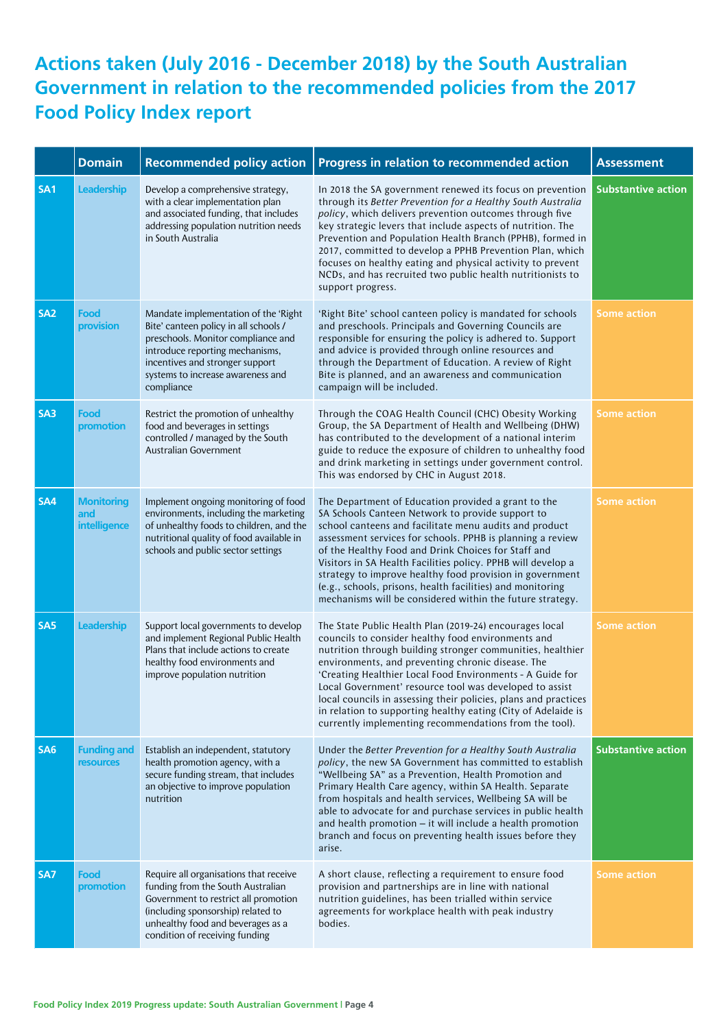## Actions taken (July 2016 - December 2018) by the South Australian Government in relation to the recommended policies from the 2017 Food Policy Index report

| | Domain | Recommended policy action | Progress in relation to recommended action | Assessment |
|---|---|---|---|---|
| SA1 | Leadership | Develop a comprehensive strategy, with a clear implementation plan and associated funding, that includes addressing population nutrition needs in South Australia | In 2018 the SA government renewed its focus on prevention through its *Better Prevention for a Healthy South Australia policy*, which delivers prevention outcomes through five key strategic levers that include aspects of nutrition. The Prevention and Population Health Branch (PPHB), formed in 2017, committed to develop a PPHB Prevention Plan, which focuses on healthy eating and physical activity to prevent NCDs, and has recruited two public health nutritionists to support progress. | Substantive action |
| SA2 | Food provision | Mandate implementation of the 'Right Bite' canteen policy in all schools / preschools. Monitor compliance and introduce reporting mechanisms, incentives and stronger support systems to increase awareness and compliance | 'Right Bite' school canteen policy is mandated for schools and preschools. Principals and Governing Councils are responsible for ensuring the policy is adhered to. Support and advice is provided through online resources and through the Department of Education. A review of Right Bite is planned, and an awareness and communication campaign will be included. | Some action |
| SA3 | Food promotion | Restrict the promotion of unhealthy food and beverages in settings controlled / managed by the South Australian Government | Through the COAG Health Council (CHC) Obesity Working Group, the SA Department of Health and Wellbeing (DHW) has contributed to the development of a national interim guide to reduce the exposure of children to unhealthy food and drink marketing in settings under government control. This was endorsed by CHC in August 2018. | Some action |
| SA4 | Monitoring and intelligence | Implement ongoing monitoring of food environments, including the marketing of unhealthy foods to children, and the nutritional quality of food available in schools and public sector settings | The Department of Education provided a grant to the SA Schools Canteen Network to provide support to school canteens and facilitate menu audits and product assessment services for schools. PPHB is planning a review of the Healthy Food and Drink Choices for Staff and Visitors in SA Health Facilities policy. PPHB will develop a strategy to improve healthy food provision in government (e.g., schools, prisons, health facilities) and monitoring mechanisms will be considered within the future strategy. | Some action |
| SA5 | Leadership | Support local governments to develop and implement Regional Public Health Plans that include actions to create healthy food environments and improve population nutrition | The State Public Health Plan (2019-24) encourages local councils to consider healthy food environments and nutrition through building stronger communities, healthier environments, and preventing chronic disease. The 'Creating Healthier Local Food Environments - A Guide for Local Government' resource tool was developed to assist local councils in assessing their policies, plans and practices in relation to supporting healthy eating (City of Adelaide is currently implementing recommendations from the tool). | Some action |
| SA6 | Funding and resources | Establish an independent, statutory health promotion agency, with a secure funding stream, that includes an objective to improve population nutrition | Under the *Better Prevention for a Healthy South Australia policy*, the new SA Government has committed to establish "Wellbeing SA" as a Prevention, Health Promotion and Primary Health Care agency, within SA Health. Separate from hospitals and health services, Wellbeing SA will be able to advocate for and purchase services in public health and health promotion – it will include a health promotion branch and focus on preventing health issues before they arise. | Substantive action |
| SA7 | Food promotion | Require all organisations that receive funding from the South Australian Government to restrict all promotion (including sponsorship) related to unhealthy food and beverages as a condition of receiving funding | A short clause, reflecting a requirement to ensure food provision and partnerships are in line with national nutrition guidelines, has been trialled within service agreements for workplace health with peak industry bodies. | Some action |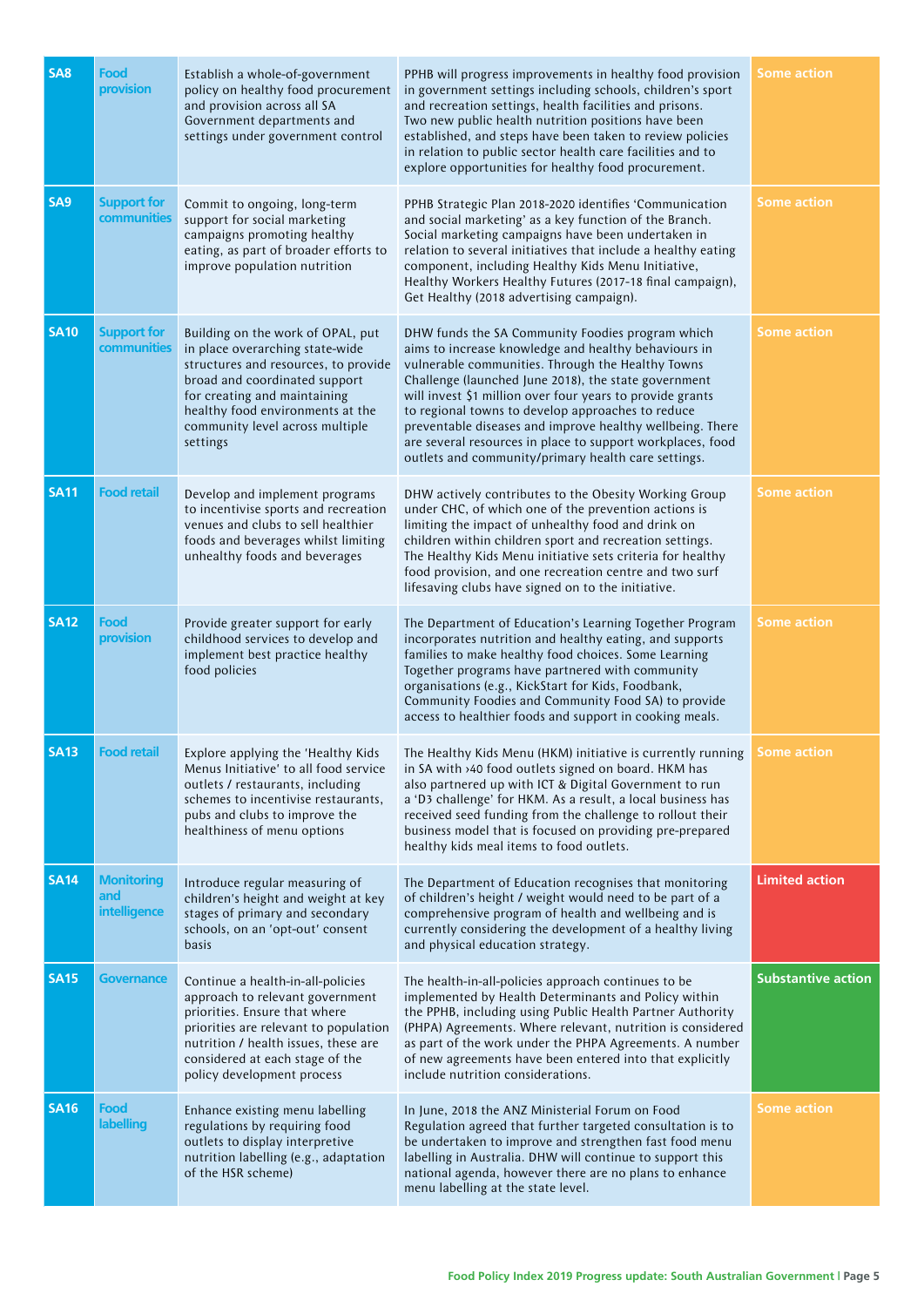| | | | | |
|---|---|---|---|---|
| SA8 | Food provision | Establish a whole-of-government policy on healthy food procurement and provision across all SA Government departments and settings under government control | PPHB will progress improvements in healthy food provision in government settings including schools, children's sport and recreation settings, health facilities and prisons. Two new public health nutrition positions have been established, and steps have been taken to review policies in relation to public sector health care facilities and to explore opportunities for healthy food procurement. | Some action |
| SA9 | Support for communities | Commit to ongoing, long-term support for social marketing campaigns promoting healthy eating, as part of broader efforts to improve population nutrition | PPHB Strategic Plan 2018-2020 identifies 'Communication and social marketing' as a key function of the Branch. Social marketing campaigns have been undertaken in relation to several initiatives that include a healthy eating component, including Healthy Kids Menu Initiative, Healthy Workers Healthy Futures (2017-18 final campaign), Get Healthy (2018 advertising campaign). | Some action |
| SA10 | Support for communities | Building on the work of OPAL, put in place overarching state-wide structures and resources, to provide broad and coordinated support for creating and maintaining healthy food environments at the community level across multiple settings | DHW funds the SA Community Foodies program which aims to increase knowledge and healthy behaviours in vulnerable communities. Through the Healthy Towns Challenge (launched June 2018), the state government will invest $1 million over four years to provide grants to regional towns to develop approaches to reduce preventable diseases and improve healthy wellbeing. There are several resources in place to support workplaces, food outlets and community/primary health care settings. | Some action |
| SA11 | Food retail | Develop and implement programs to incentivise sports and recreation venues and clubs to sell healthier foods and beverages whilst limiting unhealthy foods and beverages | DHW actively contributes to the Obesity Working Group under CHC, of which one of the prevention actions is limiting the impact of unhealthy food and drink on children within children sport and recreation settings. The Healthy Kids Menu initiative sets criteria for healthy food provision, and one recreation centre and two surf lifesaving clubs have signed on to the initiative. | Some action |
| SA12 | Food provision | Provide greater support for early childhood services to develop and implement best practice healthy food policies | The Department of Education's Learning Together Program incorporates nutrition and healthy eating, and supports families to make healthy food choices. Some Learning Together programs have partnered with community organisations (e.g., KickStart for Kids, Foodbank, Community Foodies and Community Food SA) to provide access to healthier foods and support in cooking meals. | Some action |
| SA13 | Food retail | Explore applying the 'Healthy Kids Menus Initiative' to all food service outlets / restaurants, including schemes to incentivise restaurants, pubs and clubs to improve the healthiness of menu options | The Healthy Kids Menu (HKM) initiative is currently running in SA with >40 food outlets signed on board. HKM has also partnered up with ICT & Digital Government to run a 'D3 challenge' for HKM. As a result, a local business has received seed funding from the challenge to rollout their business model that is focused on providing pre-prepared healthy kids meal items to food outlets. | Some action |
| SA14 | Monitoring and intelligence | Introduce regular measuring of children's height and weight at key stages of primary and secondary schools, on an 'opt-out' consent basis | The Department of Education recognises that monitoring of children's height / weight would need to be part of a comprehensive program of health and wellbeing and is currently considering the development of a healthy living and physical education strategy. | Limited action |
| SA15 | Governance | Continue a health-in-all-policies approach to relevant government priorities. Ensure that where priorities are relevant to population nutrition / health issues, these are considered at each stage of the policy development process | The health-in-all-policies approach continues to be implemented by Health Determinants and Policy within the PPHB, including using Public Health Partner Authority (PHPA) Agreements. Where relevant, nutrition is considered as part of the work under the PHPA Agreements. A number of new agreements have been entered into that explicitly include nutrition considerations. | Substantive action |
| SA16 | Food labelling | Enhance existing menu labelling regulations by requiring food outlets to display interpretive nutrition labelling (e.g., adaptation of the HSR scheme) | In June, 2018 the ANZ Ministerial Forum on Food Regulation agreed that further targeted consultation is to be undertaken to improve and strengthen fast food menu labelling in Australia. DHW will continue to support this national agenda, however there are no plans to enhance menu labelling at the state level. | Some action |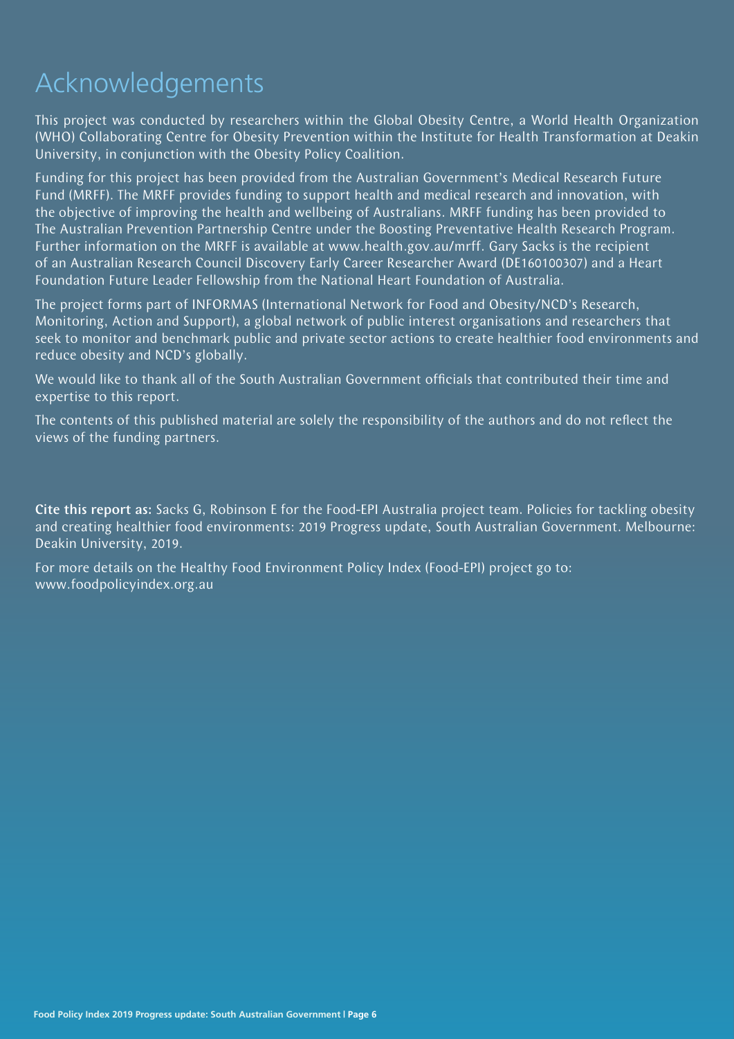# Acknowledgements

This project was conducted by researchers within the Global Obesity Centre, a World Health Organization (WHO) Collaborating Centre for Obesity Prevention within the Institute for Health Transformation at Deakin University, in conjunction with the Obesity Policy Coalition.

Funding for this project has been provided from the Australian Government's Medical Research Future Fund (MRFF). The MRFF provides funding to support health and medical research and innovation, with the objective of improving the health and wellbeing of Australians. MRFF funding has been provided to The Australian Prevention Partnership Centre under the Boosting Preventative Health Research Program. Further information on the MRFF is available at www.health.gov.au/mrff. Gary Sacks is the recipient of an Australian Research Council Discovery Early Career Researcher Award (DE160100307) and a Heart Foundation Future Leader Fellowship from the National Heart Foundation of Australia.

The project forms part of INFORMAS (International Network for Food and Obesity/NCD's Research, Monitoring, Action and Support), a global network of public interest organisations and researchers that seek to monitor and benchmark public and private sector actions to create healthier food environments and reduce obesity and NCD's globally.

We would like to thank all of the South Australian Government officials that contributed their time and expertise to this report.

The contents of this published material are solely the responsibility of the authors and do not reflect the views of the funding partners.

**Cite this report as:** Sacks G, Robinson E for the Food-EPI Australia project team. Policies for tackling obesity and creating healthier food environments: 2019 Progress update, South Australian Government. Melbourne: Deakin University, 2019.

For more details on the Healthy Food Environment Policy Index (Food-EPI) project go to: www.foodpolicyindex.org.au